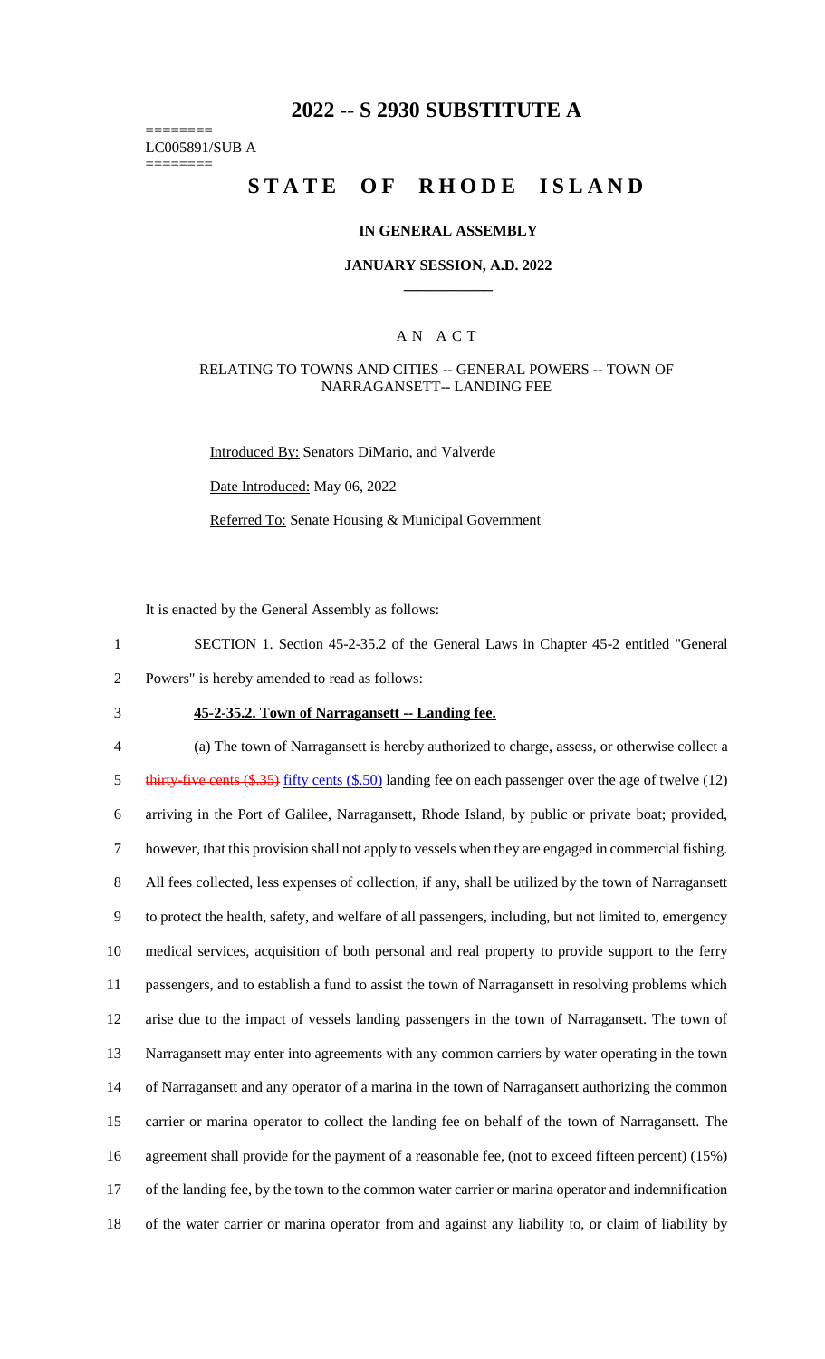# 2022 -- S 2930 SUBSTITUTE A

========
LC005891/SUB A
========

# STATE OF RHODE ISLAND

## IN GENERAL ASSEMBLY

### JANUARY SESSION, A.D. 2022

## A N A C T

RELATING TO TOWNS AND CITIES -- GENERAL POWERS -- TOWN OF NARRAGANSETT-- LANDING FEE

Introduced By: Senators DiMario, and Valverde

Date Introduced: May 06, 2022

Referred To: Senate Housing & Municipal Government

It is enacted by the General Assembly as follows:

1 SECTION 1. Section 45-2-35.2 of the General Laws in Chapter 45-2 entitled "General
2 Powers" is hereby amended to read as follows:

3 **45-2-35.2. Town of Narragansett -- Landing fee.**

4 (a) The town of Narragansett is hereby authorized to charge, assess, or otherwise collect a
5 ~~thirty-five cents ($.35)~~ fifty cents ($.50) landing fee on each passenger over the age of twelve (12)
6 arriving in the Port of Galilee, Narragansett, Rhode Island, by public or private boat; provided,
7 however, that this provision shall not apply to vessels when they are engaged in commercial fishing.
8 All fees collected, less expenses of collection, if any, shall be utilized by the town of Narragansett
9 to protect the health, safety, and welfare of all passengers, including, but not limited to, emergency
10 medical services, acquisition of both personal and real property to provide support to the ferry
11 passengers, and to establish a fund to assist the town of Narragansett in resolving problems which
12 arise due to the impact of vessels landing passengers in the town of Narragansett. The town of
13 Narragansett may enter into agreements with any common carriers by water operating in the town
14 of Narragansett and any operator of a marina in the town of Narragansett authorizing the common
15 carrier or marina operator to collect the landing fee on behalf of the town of Narragansett. The
16 agreement shall provide for the payment of a reasonable fee, (not to exceed fifteen percent) (15%)
17 of the landing fee, by the town to the common water carrier or marina operator and indemnification
18 of the water carrier or marina operator from and against any liability to, or claim of liability by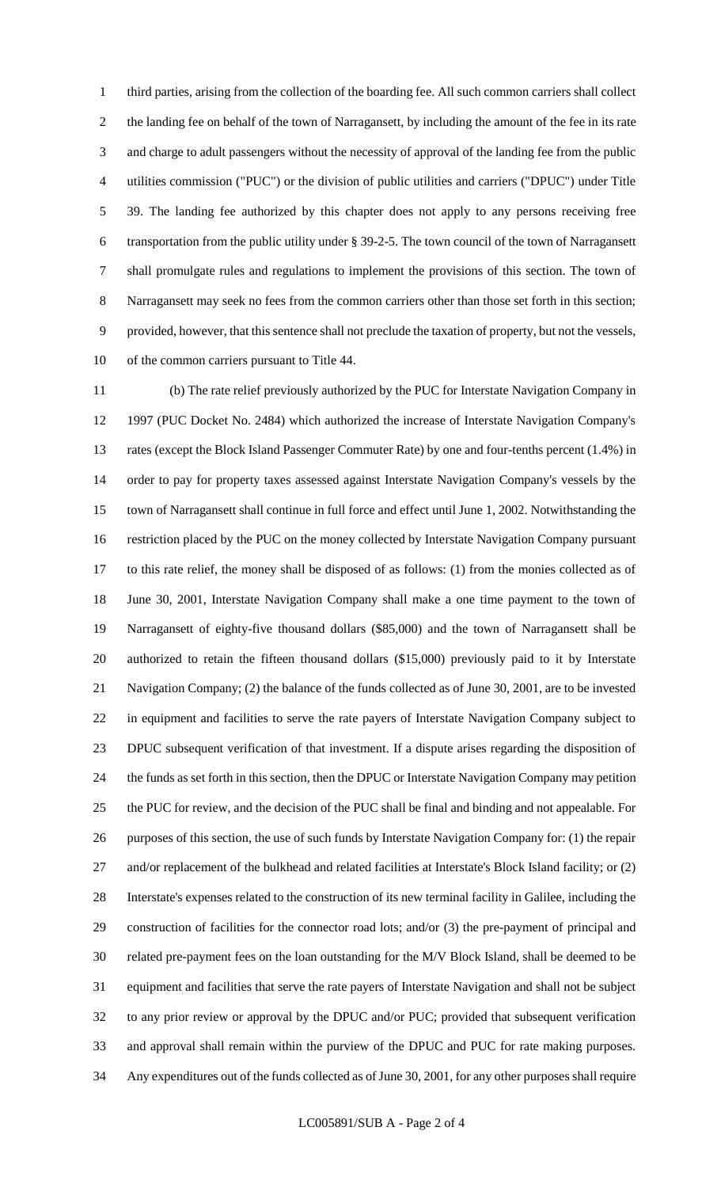third parties, arising from the collection of the boarding fee. All such common carriers shall collect the landing fee on behalf of the town of Narragansett, by including the amount of the fee in its rate and charge to adult passengers without the necessity of approval of the landing fee from the public utilities commission ("PUC") or the division of public utilities and carriers ("DPUC") under Title 39. The landing fee authorized by this chapter does not apply to any persons receiving free transportation from the public utility under § 39-2-5. The town council of the town of Narragansett shall promulgate rules and regulations to implement the provisions of this section. The town of Narragansett may seek no fees from the common carriers other than those set forth in this section; provided, however, that this sentence shall not preclude the taxation of property, but not the vessels, of the common carriers pursuant to Title 44.

(b) The rate relief previously authorized by the PUC for Interstate Navigation Company in 1997 (PUC Docket No. 2484) which authorized the increase of Interstate Navigation Company's rates (except the Block Island Passenger Commuter Rate) by one and four-tenths percent (1.4%) in order to pay for property taxes assessed against Interstate Navigation Company's vessels by the town of Narragansett shall continue in full force and effect until June 1, 2002. Notwithstanding the restriction placed by the PUC on the money collected by Interstate Navigation Company pursuant to this rate relief, the money shall be disposed of as follows: (1) from the monies collected as of June 30, 2001, Interstate Navigation Company shall make a one time payment to the town of Narragansett of eighty-five thousand dollars ($85,000) and the town of Narragansett shall be authorized to retain the fifteen thousand dollars ($15,000) previously paid to it by Interstate Navigation Company; (2) the balance of the funds collected as of June 30, 2001, are to be invested in equipment and facilities to serve the rate payers of Interstate Navigation Company subject to DPUC subsequent verification of that investment. If a dispute arises regarding the disposition of the funds as set forth in this section, then the DPUC or Interstate Navigation Company may petition the PUC for review, and the decision of the PUC shall be final and binding and not appealable. For purposes of this section, the use of such funds by Interstate Navigation Company for: (1) the repair and/or replacement of the bulkhead and related facilities at Interstate's Block Island facility; or (2) Interstate's expenses related to the construction of its new terminal facility in Galilee, including the construction of facilities for the connector road lots; and/or (3) the pre-payment of principal and related pre-payment fees on the loan outstanding for the M/V Block Island, shall be deemed to be equipment and facilities that serve the rate payers of Interstate Navigation and shall not be subject to any prior review or approval by the DPUC and/or PUC; provided that subsequent verification and approval shall remain within the purview of the DPUC and PUC for rate making purposes. Any expenditures out of the funds collected as of June 30, 2001, for any other purposes shall require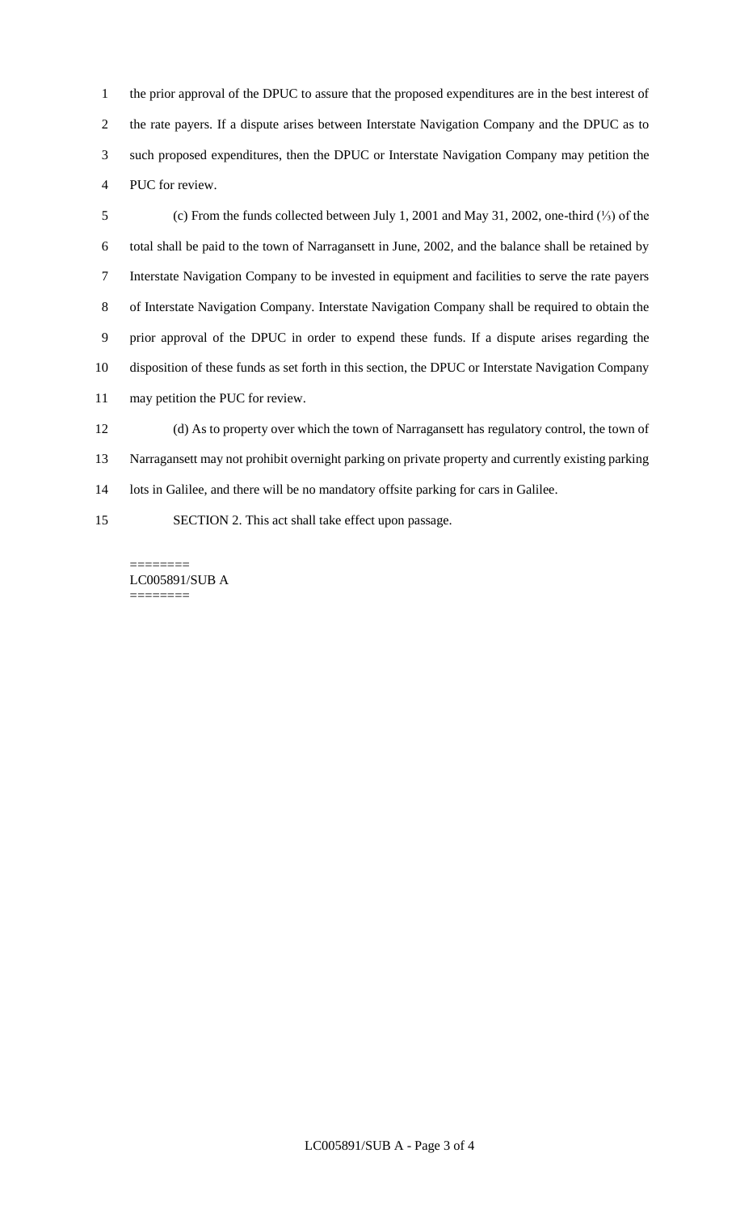the prior approval of the DPUC to assure that the proposed expenditures are in the best interest of the rate payers. If a dispute arises between Interstate Navigation Company and the DPUC as to such proposed expenditures, then the DPUC or Interstate Navigation Company may petition the PUC for review.

(c) From the funds collected between July 1, 2001 and May 31, 2002, one-third (⅓) of the total shall be paid to the town of Narragansett in June, 2002, and the balance shall be retained by Interstate Navigation Company to be invested in equipment and facilities to serve the rate payers of Interstate Navigation Company. Interstate Navigation Company shall be required to obtain the prior approval of the DPUC in order to expend these funds. If a dispute arises regarding the disposition of these funds as set forth in this section, the DPUC or Interstate Navigation Company may petition the PUC for review.

(d) As to property over which the town of Narragansett has regulatory control, the town of Narragansett may not prohibit overnight parking on private property and currently existing parking lots in Galilee, and there will be no mandatory offsite parking for cars in Galilee.

SECTION 2. This act shall take effect upon passage.

========
LC005891/SUB A
========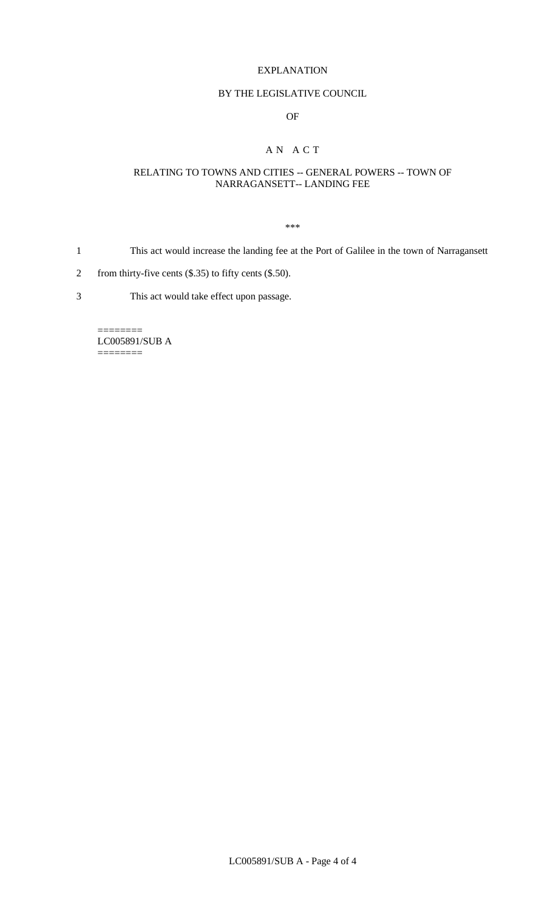EXPLANATION

BY THE LEGISLATIVE COUNCIL

OF

A N A C T

RELATING TO TOWNS AND CITIES -- GENERAL POWERS -- TOWN OF NARRAGANSETT-- LANDING FEE

***

1 This act would increase the landing fee at the Port of Galilee in the town of Narragansett

2 from thirty-five cents ($.35) to fifty cents ($.50).

3 This act would take effect upon passage.

========
LC005891/SUB A
========